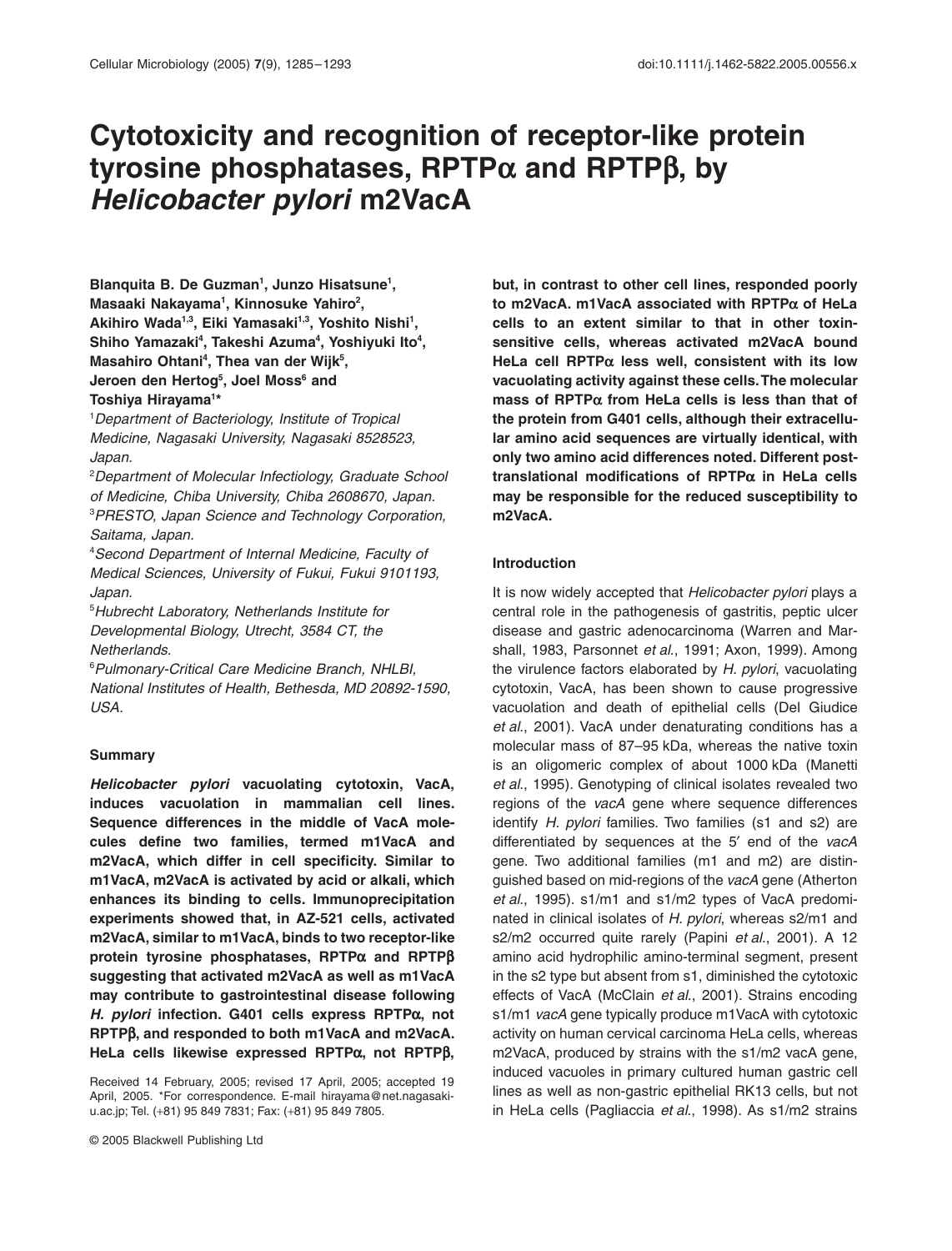# Cytotoxicity and recognition of receptor-like protein tyrosine phosphatases, RPTPα and RPTPβ, by *Helicobacter pylori* m2VacA

**Blanquita B. De Guzman[1], Junzo Hisatsune[1], Masaaki Nakayama[1], Kinnosuke Yahiro[2], Akihiro Wada[1,3], Eiki Yamasaki[1,3], Yoshito Nishi[1], Shiho Yamazaki[4], Takeshi Azuma[4], Yoshiyuki Ito[4], Masahiro Ohtani[4], Thea van der Wijk[5], Jeroen den Hertog[5], Joel Moss[6] and Toshiya Hirayama[1]***

[1]*Department of Bacteriology, Institute of Tropical Medicine, Nagasaki University, Nagasaki 8528523, Japan.*

[2]*Department of Molecular Infectiology, Graduate School of Medicine, Chiba University, Chiba 2608670, Japan.*

[3]*PRESTO, Japan Science and Technology Corporation, Saitama, Japan.*

[4]*Second Department of Internal Medicine, Faculty of Medical Sciences, University of Fukui, Fukui 9101193, Japan.*

[5]*Hubrecht Laboratory, Netherlands Institute for Developmental Biology, Utrecht, 3584 CT, the Netherlands.*

[6]*Pulmonary-Critical Care Medicine Branch, NHLBI, National Institutes of Health, Bethesda, MD 20892-1590, USA.*

## Summary

***Helicobacter pylori*** **vacuolating cytotoxin, VacA, induces vacuolation in mammalian cell lines. Sequence differences in the middle of VacA molecules define two families, termed m1VacA and m2VacA, which differ in cell specificity. Similar to m1VacA, m2VacA is activated by acid or alkali, which enhances its binding to cells. Immunoprecipitation experiments showed that, in AZ-521 cells, activated m2VacA, similar to m1VacA, binds to two receptor-like protein tyrosine phosphatases, RPTPα and RPTPβ suggesting that activated m2VacA as well as m1VacA may contribute to gastrointestinal disease following *H. pylori* infection. G401 cells express RPTPα, not RPTPβ, and responded to both m1VacA and m2VacA. HeLa cells likewise expressed RPTPα, not RPTPβ, but, in contrast to other cell lines, responded poorly to m2VacA. m1VacA associated with RPTPα of HeLa cells to an extent similar to that in other toxin-sensitive cells, whereas activated m2VacA bound HeLa cell RPTPα less well, consistent with its low vacuolating activity against these cells. The molecular mass of RPTPα from HeLa cells is less than that of the protein from G401 cells, although their extracellular amino acid sequences are virtually identical, with only two amino acid differences noted. Different post-translational modifications of RPTPα in HeLa cells may be responsible for the reduced susceptibility to m2VacA.**

Received 14 February, 2005; revised 17 April, 2005; accepted 19 April, 2005. *For correspondence. E-mail hirayama@net.nagasaki-u.ac.jp; Tel. (+81) 95 849 7831; Fax: (+81) 95 849 7805.

## Introduction

It is now widely accepted that *Helicobacter pylori* plays a central role in the pathogenesis of gastritis, peptic ulcer disease and gastric adenocarcinoma (Warren and Marshall, 1983, Parsonnet *et al.*, 1991; Axon, 1999). Among the virulence factors elaborated by *H. pylori*, vacuolating cytotoxin, VacA, has been shown to cause progressive vacuolation and death of epithelial cells (Del Giudice *et al.*, 2001). VacA under denaturating conditions has a molecular mass of 87–95 kDa, whereas the native toxin is an oligomeric complex of about 1000 kDa (Manetti *et al.*, 1995). Genotyping of clinical isolates revealed two regions of the *vacA* gene where sequence differences identify *H. pylori* families. Two families (s1 and s2) are differentiated by sequences at the 5′ end of the *vacA* gene. Two additional families (m1 and m2) are distinguished based on mid-regions of the *vacA* gene (Atherton *et al.*, 1995). s1/m1 and s1/m2 types of VacA predominated in clinical isolates of *H. pylori*, whereas s2/m1 and s2/m2 occurred quite rarely (Papini *et al.*, 2001). A 12 amino acid hydrophilic amino-terminal segment, present in the s2 type but absent from s1, diminished the cytotoxic effects of VacA (McClain *et al.*, 2001). Strains encoding s1/m1 *vacA* gene typically produce m1VacA with cytotoxic activity on human cervical carcinoma HeLa cells, whereas m2VacA, produced by strains with the s1/m2 vacA gene, induced vacuoles in primary cultured human gastric cell lines as well as non-gastric epithelial RK13 cells, but not in HeLa cells (Pagliaccia *et al.*, 1998). As s1/m2 strains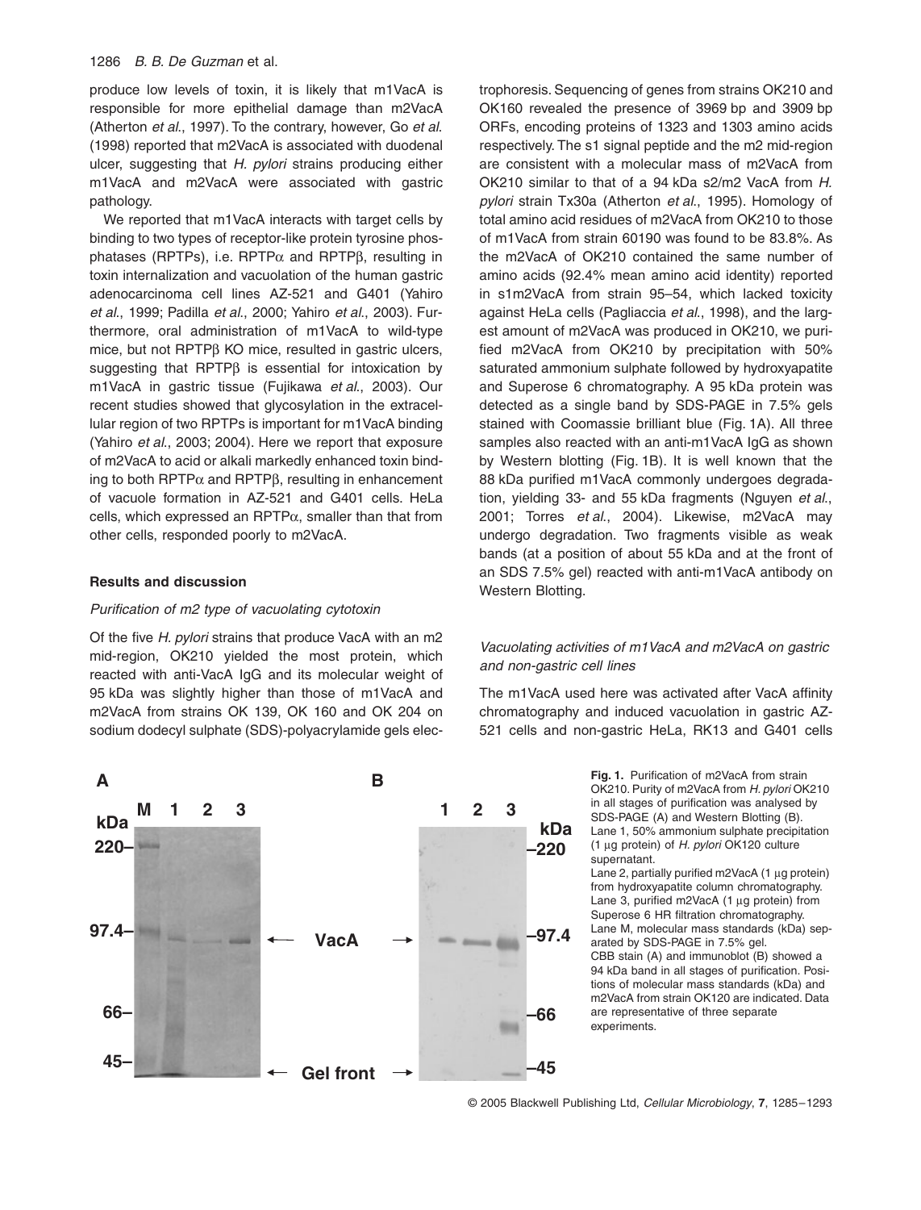produce low levels of toxin, it is likely that m1VacA is responsible for more epithelial damage than m2VacA (Atherton *et al*., 1997). To the contrary, however, Go *et al*. (1998) reported that m2VacA is associated with duodenal ulcer, suggesting that *H. pylori* strains producing either m1VacA and m2VacA were associated with gastric pathology.

We reported that m1VacA interacts with target cells by binding to two types of receptor-like protein tyrosine phosphatases (RPTPs), i.e. RPTP$\alpha$ and RPTP$\beta$, resulting in toxin internalization and vacuolation of the human gastric adenocarcinoma cell lines AZ-521 and G401 (Yahiro *et al*., 1999; Padilla *et al*., 2000; Yahiro *et al*., 2003). Furthermore, oral administration of m1VacA to wild-type mice, but not RPTP$\beta$ KO mice, resulted in gastric ulcers, suggesting that RPTP$\beta$ is essential for intoxication by m1VacA in gastric tissue (Fujikawa *et al*., 2003). Our recent studies showed that glycosylation in the extracellular region of two RPTPs is important for m1VacA binding (Yahiro *et al*., 2003; 2004). Here we report that exposure of m2VacA to acid or alkali markedly enhanced toxin binding to both RPTP$\alpha$ and RPTP$\beta$, resulting in enhancement of vacuole formation in AZ-521 and G401 cells. HeLa cells, which expressed an RPTP$\alpha$, smaller than that from other cells, responded poorly to m2VacA.

## Results and discussion

### *Purification of m2 type of vacuolating cytotoxin*

Of the five *H. pylori* strains that produce VacA with an m2 mid-region, OK210 yielded the most protein, which reacted with anti-VacA IgG and its molecular weight of 95 kDa was slightly higher than those of m1VacA and m2VacA from strains OK 139, OK 160 and OK 204 on sodium dodecyl sulphate (SDS)-polyacrylamide gels electrophoresis. Sequencing of genes from strains OK210 and OK160 revealed the presence of 3969 bp and 3909 bp ORFs, encoding proteins of 1323 and 1303 amino acids respectively. The s1 signal peptide and the m2 mid-region are consistent with a molecular mass of m2VacA from OK210 similar to that of a 94 kDa s2/m2 VacA from *H. pylori* strain Tx30a (Atherton *et al*., 1995). Homology of total amino acid residues of m2VacA from OK210 to those of m1VacA from strain 60190 was found to be 83.8%. As the m2VacA of OK210 contained the same number of amino acids (92.4% mean amino acid identity) reported in s1m2VacA from strain 95–54, which lacked toxicity against HeLa cells (Pagliaccia *et al*., 1998), and the largest amount of m2VacA was produced in OK210, we purified m2VacA from OK210 by precipitation with 50% saturated ammonium sulphate followed by hydroxyapatite and Superose 6 chromatography. A 95 kDa protein was detected as a single band by SDS-PAGE in 7.5% gels stained with Coomassie brilliant blue (Fig. 1A). All three samples also reacted with an anti-m1VacA IgG as shown by Western blotting (Fig. 1B). It is well known that the 88 kDa purified m1VacA commonly undergoes degradation, yielding 33- and 55 kDa fragments (Nguyen *et al*., 2001; Torres *et al*., 2004). Likewise, m2VacA may undergo degradation. Two fragments visible as weak bands (at a position of about 55 kDa and at the front of an SDS 7.5% gel) reacted with anti-m1VacA antibody on Western Blotting.

### *Vacuolating activities of m1VacA and m2VacA on gastric and non-gastric cell lines*

The m1VacA used here was activated after VacA affinity chromatography and induced vacuolation in gastric AZ-521 cells and non-gastric HeLa, RK13 and G401 cells

**Fig. 1.** Purification of m2VacA from strain OK210. Purity of m2VacA from *H. pylori* OK210 in all stages of purification was analysed by SDS-PAGE (A) and Western Blotting (B).
Lane 1, 50% ammonium sulphate precipitation (1 μg protein) of *H. pylori* OK120 culture supernatant.
Lane 2, partially purified m2VacA (1 μg protein) from hydroxyapatite column chromatography.
Lane 3, purified m2VacA (1 μg protein) from Superose 6 HR filtration chromatography.
Lane M, molecular mass standards (kDa) separated by SDS-PAGE in 7.5% gel.
CBB stain (A) and immunoblot (B) showed a 94 kDa band in all stages of purification. Positions of molecular mass standards (kDa) and m2VacA from strain OK120 are indicated. Data are representative of three separate experiments.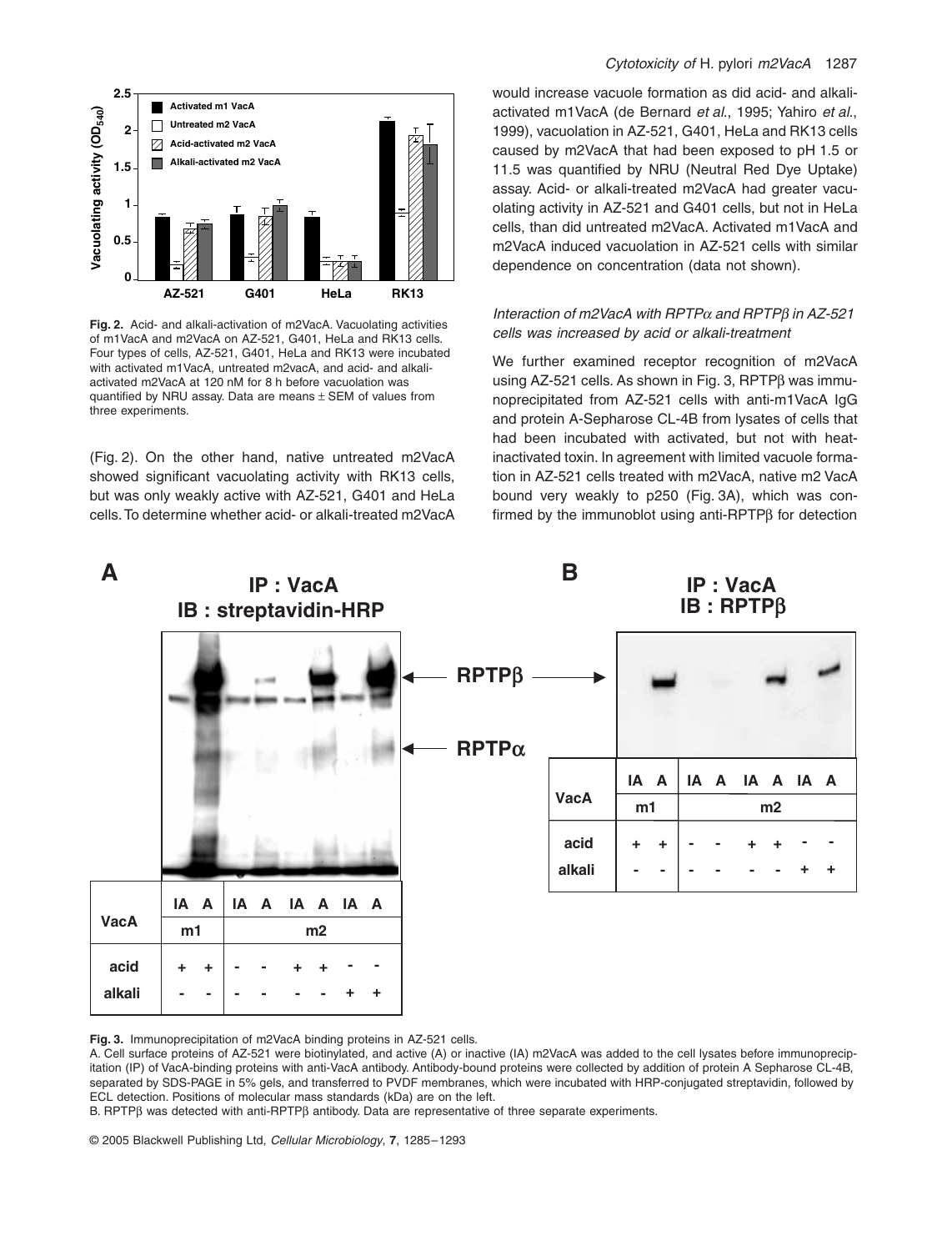**Fig. 2.** Acid- and alkali-activation of m2VacA. Vacuolating activities of m1VacA and m2VacA on AZ-521, G401, HeLa and RK13 cells. Four types of cells, AZ-521, G401, HeLa and RK13 were incubated with activated m1VacA, untreated m2vacA, and acid- and alkali-activated m2VacA at 120 nM for 8 h before vacuolation was quantified by NRU assay. Data are means ± SEM of values from three experiments.

(Fig. 2). On the other hand, native untreated m2VacA showed significant vacuolating activity with RK13 cells, but was only weakly active with AZ-521, G401 and HeLa cells. To determine whether acid- or alkali-treated m2VacA would increase vacuole formation as did acid- and alkali-activated m1VacA (de Bernard *et al.*, 1995; Yahiro *et al.*, 1999), vacuolation in AZ-521, G401, HeLa and RK13 cells caused by m2VacA that had been exposed to pH 1.5 or 11.5 was quantified by NRU (Neutral Red Dye Uptake) assay. Acid- or alkali-treated m2VacA had greater vacuolating activity in AZ-521 and G401 cells, but not in HeLa cells, than did untreated m2VacA. Activated m1VacA and m2VacA induced vacuolation in AZ-521 cells with similar dependence on concentration (data not shown).

### *Interaction of m2VacA with RPTPα and RPTPβ in AZ-521 cells was increased by acid or alkali-treatment*

We further examined receptor recognition of m2VacA using AZ-521 cells. As shown in Fig. 3, RPTPβ was immunoprecipitated from AZ-521 cells with anti-m1VacA IgG and protein A-Sepharose CL-4B from lysates of cells that had been incubated with activated, but not with heat-inactivated toxin. In agreement with limited vacuole formation in AZ-521 cells treated with m2VacA, native m2 VacA bound very weakly to p250 (Fig. 3A), which was confirmed by the immunoblot using anti-RPTPβ for detection

**Fig. 3.** Immunoprecipitation of m2VacA binding proteins in AZ-521 cells.

A. Cell surface proteins of AZ-521 were biotinylated, and active (A) or inactive (IA) m2VacA was added to the cell lysates before immunoprecipitation (IP) of VacA-binding proteins with anti-VacA antibody. Antibody-bound proteins were collected by addition of protein A Sepharose CL-4B, separated by SDS-PAGE in 5% gels, and transferred to PVDF membranes, which were incubated with HRP-conjugated streptavidin, followed by ECL detection. Positions of molecular mass standards (kDa) are on the left.

B. RPTPβ was detected with anti-RPTPβ antibody. Data are representative of three separate experiments.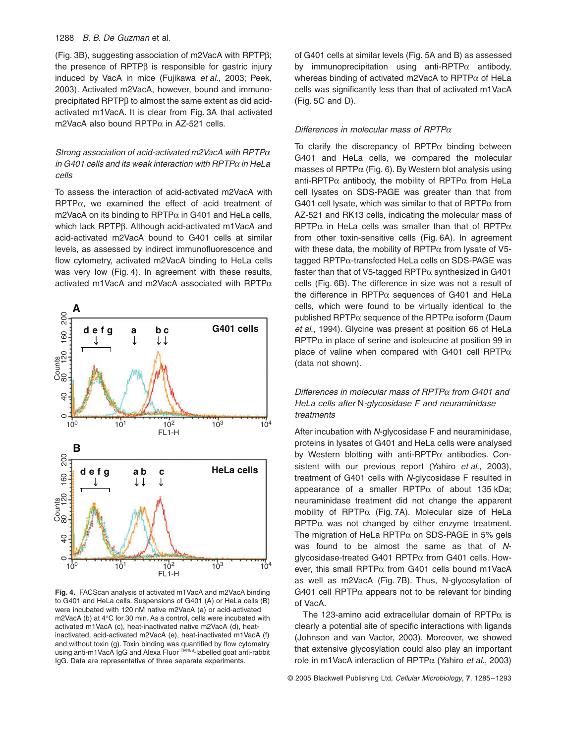(Fig. 3B), suggesting association of m2VacA with RPTPβ; the presence of RPTPβ is responsible for gastric injury induced by VacA in mice (Fujikawa *et al.*, 2003; Peek, 2003). Activated m2VacA, however, bound and immunoprecipitated RPTPβ to almost the same extent as did acid-activated m1VacA. It is clear from Fig. 3A that activated m2VacA also bound RPTPα in AZ-521 cells.

*Strong association of acid-activated m2VacA with RPTPα in G401 cells and its weak interaction with RPTPα in HeLa cells*

To assess the interaction of acid-activated m2VacA with RPTPα, we examined the effect of acid treatment of m2VacA on its binding to RPTPα in G401 and HeLa cells, which lack RPTPβ. Although acid-activated m1VacA and acid-activated m2VacA bound to G401 cells at similar levels, as assessed by indirect immunofluorescence and flow cytometry, activated m2VacA binding to HeLa cells was very low (Fig. 4). In agreement with these results, activated m1VacA and m2VacA associated with RPTPα of G401 cells at similar levels (Fig. 5A and B) as assessed by immunoprecipitation using anti-RPTPα antibody, whereas binding of activated m2VacA to RPTPα of HeLa cells was significantly less than that of activated m1VacA (Fig. 5C and D).

**Fig. 4.** FACScan analysis of activated m1VacA and m2VacA binding to G401 and HeLa cells. Suspensions of G401 (A) or HeLa cells (B) were incubated with 120 nM native m2VacA (a) or acid-activated m2VacA (b) at 4°C for 30 min. As a control, cells were incubated with activated m1VacA (c), heat-inactivated native m2VacA (d), heat-inactivated, acid-activated m2VacA (e), heat-inactivated m1VacA (f) and without toxin (g). Toxin binding was quantified by flow cytometry using anti-m1VacA IgG and Alexa Fluor [TM488]-labelled goat anti-rabbit IgG. Data are representative of three separate experiments.

*Differences in molecular mass of RPTPα*

To clarify the discrepancy of RPTPα binding between G401 and HeLa cells, we compared the molecular masses of RPTPα (Fig. 6). By Western blot analysis using anti-RPTPα antibody, the mobility of RPTPα from HeLa cell lysates on SDS-PAGE was greater than that from G401 cell lysate, which was similar to that of RPTPα from AZ-521 and RK13 cells, indicating the molecular mass of RPTPα in HeLa cells was smaller than that of RPTPα from other toxin-sensitive cells (Fig. 6A). In agreement with these data, the mobility of RPTPα from lysate of V5-tagged RPTPα-transfected HeLa cells on SDS-PAGE was faster than that of V5-tagged RPTPα synthesized in G401 cells (Fig. 6B). The difference in size was not a result of the difference in RPTPα sequences of G401 and HeLa cells, which were found to be virtually identical to the published RPTPα sequence of the RPTPα isoform (Daum *et al.*, 1994). Glycine was present at position 66 of HeLa RPTPα in place of serine and isoleucine at position 99 in place of valine when compared with G401 cell RPTPα (data not shown).

*Differences in molecular mass of RPTPα from G401 and HeLa cells after N-glycosidase F and neuraminidase treatments*

After incubation with *N*-glycosidase F and neuraminidase, proteins in lysates of G401 and HeLa cells were analysed by Western blotting with anti-RPTPα antibodies. Consistent with our previous report (Yahiro *et al.*, 2003), treatment of G401 cells with *N*-glycosidase F resulted in appearance of a smaller RPTPα of about 135 kDa; neuraminidase treatment did not change the apparent mobility of RPTPα (Fig. 7A). Molecular size of HeLa RPTPα was not changed by either enzyme treatment. The migration of HeLa RPTPα on SDS-PAGE in 5% gels was found to be almost the same as that of *N*-glycosidase-treated G401 RPTPα from G401 cells. However, this small RPTPα from G401 cells bound m1VacA as well as m2VacA (Fig. 7B). Thus, N-glycosylation of G401 cell RPTPα appears not to be relevant for binding of VacA.

The 123-amino acid extracellular domain of RPTPα is clearly a potential site of specific interactions with ligands (Johnson and van Vactor, 2003). Moreover, we showed that extensive glycosylation could also play an important role in m1VacA interaction of RPTPα (Yahiro *et al.*, 2003)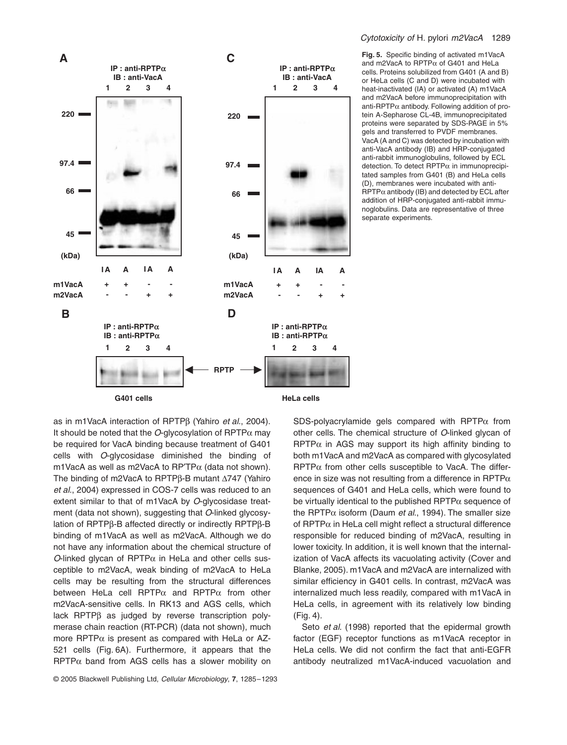**Fig. 5.** Specific binding of activated m1VacA and m2VacA to RPTPα of G401 and HeLa cells. Proteins solubilized from G401 (A and B) or HeLa cells (C and D) were incubated with heat-inactivated (IA) or activated (A) m1VacA and m2VacA before immunoprecipitation with anti-RPTPα antibody. Following addition of protein A-Sepharose CL-4B, immunoprecipitated proteins were separated by SDS-PAGE in 5% gels and transferred to PVDF membranes. VacA (A and C) was detected by incubation with anti-VacA antibody (IB) and HRP-conjugated anti-rabbit immunoglobulins, followed by ECL detection. To detect RPTPα in immunoprecipitated samples from G401 (B) and HeLa cells (D), membranes were incubated with anti-RPTPα antibody (IB) and detected by ECL after addition of HRP-conjugated anti-rabbit immunoglobulins. Data are representative of three separate experiments.

as in m1VacA interaction of RPTPβ (Yahiro *et al*., 2004). It should be noted that the *O*-glycosylation of RPTPα may be required for VacA binding because treatment of G401 cells with *O*-glycosidase diminished the binding of m1VacA as well as m2VacA to RP′TPα (data not shown). The binding of m2VacA to RPTPβ-B mutant Δ747 (Yahiro *et al*., 2004) expressed in COS-7 cells was reduced to an extent similar to that of m1VacA by *O*-glycosidase treatment (data not shown), suggesting that *O*-linked glycosylation of RPTPβ-B affected directly or indirectly RPTPβ-B binding of m1VacA as well as m2VacA. Although we do not have any information about the chemical structure of *O*-linked glycan of RPTPα in HeLa and other cells susceptible to m2VacA, weak binding of m2VacA to HeLa cells may be resulting from the structural differences between HeLa cell RPTPα and RPTPα from other m2VacA-sensitive cells. In RK13 and AGS cells, which lack RPTPβ as judged by reverse transcription polymerase chain reaction (RT-PCR) (data not shown), much more RPTPα is present as compared with HeLa or AZ-521 cells (Fig. 6A). Furthermore, it appears that the RPTPα band from AGS cells has a slower mobility on SDS-polyacrylamide gels compared with RPTPα from other cells. The chemical structure of *O*-linked glycan of RPTPα in AGS may support its high affinity binding to both m1VacA and m2VacA as compared with glycosylated RPTPα from other cells susceptible to VacA. The difference in size was not resulting from a difference in RPTPα sequences of G401 and HeLa cells, which were found to be virtually identical to the published RPTPα sequence of the RPTPα isoform (Daum *et al*., 1994). The smaller size of RPTPα in HeLa cell might reflect a structural difference responsible for reduced binding of m2VacA, resulting in lower toxicity. In addition, it is well known that the internalization of VacA affects its vacuolating activity (Cover and Blanke, 2005). m1VacA and m2VacA are internalized with similar efficiency in G401 cells. In contrast, m2VacA was internalized much less readily, compared with m1VacA in HeLa cells, in agreement with its relatively low binding (Fig. 4).

Seto *et al*. (1998) reported that the epidermal growth factor (EGF) receptor functions as m1VacA receptor in HeLa cells. We did not confirm the fact that anti-EGFR antibody neutralized m1VacA-induced vacuolation and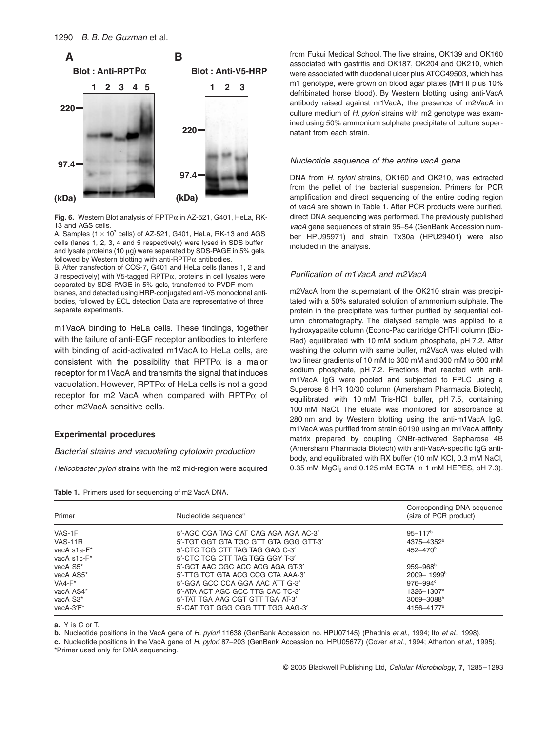**Fig. 6.** Western Blot analysis of RPTPα in AZ-521, G401, HeLa, RK-13 and AGS cells.

A. Samples ($1 \times 10^7$ cells) of AZ-521, G401, HeLa, RK-13 and AGS cells (lanes 1, 2, 3, 4 and 5 respectively) were lysed in SDS buffer and lysate proteins (10 μg) were separated by SDS-PAGE in 5% gels, followed by Western blotting with anti-RPTPα antibodies.

B. After transfection of COS-7, G401 and HeLa cells (lanes 1, 2 and 3 respectively) with V5-tagged RPTPα, proteins in cell lysates were separated by SDS-PAGE in 5% gels, transferred to PVDF membranes, and detected using HRP-conjugated anti-V5 monoclonal antibodies, followed by ECL detection Data are representative of three separate experiments.

m1VacA binding to HeLa cells. These findings, together with the failure of anti-EGF receptor antibodies to interfere with binding of acid-activated m1VacA to HeLa cells, are consistent with the possibility that RPTPα is a major receptor for m1VacA and transmits the signal that induces vacuolation. However, RPTPα of HeLa cells is not a good receptor for m2 VacA when compared with RPTPα of other m2VacA-sensitive cells.

## Experimental procedures

### *Bacterial strains and vacuolating cytotoxin production*

*Helicobacter pylori* strains with the m2 mid-region were acquired from Fukui Medical School. The five strains, OK139 and OK160 associated with gastritis and OK187, OK204 and OK210, which were associated with duodenal ulcer plus ATCC49503, which has m1 genotype, were grown on blood agar plates (MH II plus 10% defribinated horse blood). By Western blotting using anti-VacA antibody raised against m1VacA**,** the presence of m2VacA in culture medium of *H. pylori* strains with m2 genotype was examined using 50% ammonium sulphate precipitate of culture supernatant from each strain.

### *Nucleotide sequence of the entire vacA gene*

DNA from *H. pylori* strains, OK160 and OK210, was extracted from the pellet of the bacterial suspension. Primers for PCR amplification and direct sequencing of the entire coding region of *vacA* are shown in Table 1. After PCR products were purified, direct DNA sequencing was performed. The previously published *vacA* gene sequences of strain 95–54 (GenBank Accession number HPU95971) and strain Tx30a (HPU29401) were also included in the analysis.

### *Purification of m1VacA and m2VacA*

m2VacA from the supernatant of the OK210 strain was precipitated with a 50% saturated solution of ammonium sulphate. The protein in the precipitate was further purified by sequential column chromatography. The dialysed sample was applied to a hydroxyapatite column (Econo-Pac cartridge CHT-II column (Bio-Rad) equilibrated with 10 mM sodium phosphate, pH 7.2. After washing the column with same buffer, m2VacA was eluted with two linear gradients of 10 mM to 300 mM and 300 mM to 600 mM sodium phosphate, pH 7.2. Fractions that reacted with anti-m1VacA IgG were pooled and subjected to FPLC using a Superose 6 HR 10/30 column (Amersham Pharmacia Biotech), equilibrated with 10 mM Tris-HCl buffer, pH 7.5, containing 100 mM NaCl. The eluate was monitored for absorbance at 280 nm and by Western blotting using the anti-m1VacA IgG. m1VacA was purified from strain 60190 using an m1VacA affinity matrix prepared by coupling CNBr-activated Sepharose 4B (Amersham Pharmacia Biotech) with anti-VacA-specific IgG antibody, and equilibrated with RX buffer (10 mM KCl, 0.3 mM NaCl, 0.35 mM $MgCl_2$ and 0.125 mM EGTA in 1 mM HEPES, pH 7.3).

**Table 1.** Primers used for sequencing of m2 VacA DNA.

| Primer | Nucleotide sequence[a] | Corresponding DNA sequence (size of PCR product) |
|---|---|---|
| VAS-1F | 5′-AGC CGA TAG CAT CAG AGA AGA AC-3′ | 95–117[b] |
| VAS-11R | 5′-TGT GGT GTA TGC GTT GTA GGG GTT-3′ | 4375–4352[b] |
| vacA s1a-F* | 5′-CTC TCG CTT TAG TAG GAG C-3′ | 452–470[b] |
| vacA s1c-F* | 5′-CTC TCG CTT TAG TGG GGY T-3′ | |
| vacA S5* | 5′-GCT AAC CGC ACC ACG AGA GT-3′ | 959–968[b] |
| vacA AS5* | 5′-TTG TCT GTA ACG CCG CTA AAA-3′ | 2009– 1999[b] |
| VA4-F* | 5′-GGA GCC CCA GGA AAC ATT G-3′ | 976–994[c] |
| vacA AS4* | 5′-ATA ACT AGC GCC TTG CAC TC-3′ | 1326–1307[c] |
| vacA S3* | 5′-TAT TGA AAG CGT GTT TGA AT-3′ | 3069–3088[b] |
| vacA-3′F* | 5′-CAT TGT GGG CGG TTT TGG AAG-3′ | 4156–4177[b] |

**a.** Y is C or T.
**b.** Nucleotide positions in the VacA gene of *H. pylori* 11638 (GenBank Accession no. HPU07145) (Phadnis *et al*., 1994; Ito *et al*., 1998).
**c.** Nucleotide positions in the VacA gene of *H. pylori* 87–203 (GenBank Accession no. HPU05677) (Cover *et al*., 1994; Atherton *et al*., 1995).
*Primer used only for DNA sequencing.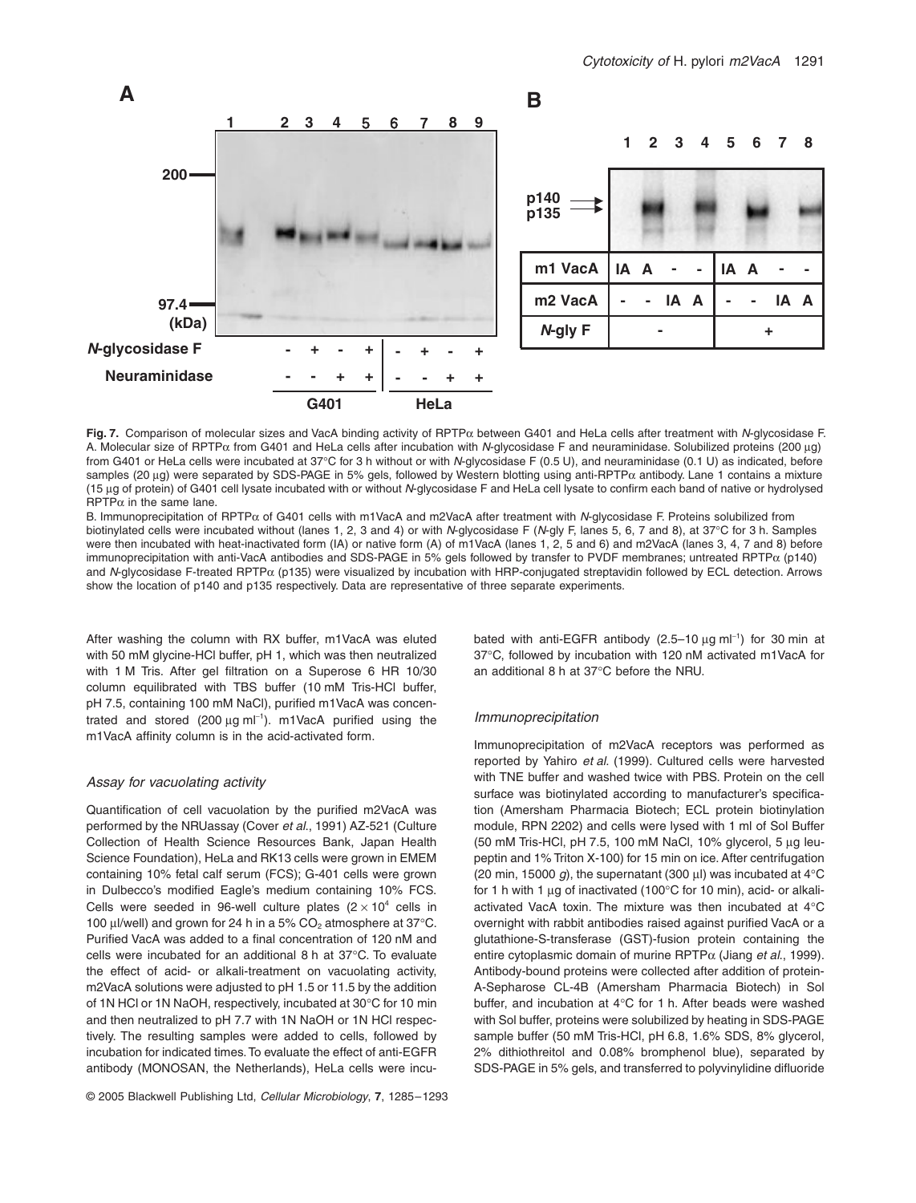**Fig. 7.** Comparison of molecular sizes and VacA binding activity of RPTPα between G401 and HeLa cells after treatment with *N*-glycosidase F. A. Molecular size of RPTPα from G401 and HeLa cells after incubation with *N*-glycosidase F and neuraminidase. Solubilized proteins (200 μg) from G401 or HeLa cells were incubated at 37°C for 3 h without or with *N*-glycosidase F (0.5 U), and neuraminidase (0.1 U) as indicated, before samples (20 μg) were separated by SDS-PAGE in 5% gels, followed by Western blotting using anti-RPTPα antibody. Lane 1 contains a mixture (15 μg of protein) of G401 cell lysate incubated with or without *N*-glycosidase F and HeLa cell lysate to confirm each band of native or hydrolysed RPTPα in the same lane.

B. Immunoprecipitation of RPTPα of G401 cells with m1VacA and m2VacA after treatment with *N*-glycosidase F. Proteins solubilized from biotinylated cells were incubated without (lanes 1, 2, 3 and 4) or with *N*-glycosidase F (*N*-gly F, lanes 5, 6, 7 and 8), at 37°C for 3 h. Samples were then incubated with heat-inactivated form (IA) or native form (A) of m1VacA (lanes 1, 2, 5 and 6) and m2VacA (lanes 3, 4, 7 and 8) before immunoprecipitation with anti-VacA antibodies and SDS-PAGE in 5% gels followed by transfer to PVDF membranes; untreated RPTPα (p140) and *N*-glycosidase F-treated RPTPα (p135) were visualized by incubation with HRP-conjugated streptavidin followed by ECL detection. Arrows show the location of p140 and p135 respectively. Data are representative of three separate experiments.

After washing the column with RX buffer, m1VacA was eluted with 50 mM glycine-HCl buffer, pH 1, which was then neutralized with 1 M Tris. After gel filtration on a Superose 6 HR 10/30 column equilibrated with TBS buffer (10 mM Tris-HCl buffer, pH 7.5, containing 100 mM NaCl), purified m1VacA was concentrated and stored (200 μg $ml^{-1}$). m1VacA purified using the m1VacA affinity column is in the acid-activated form.

### *Assay for vacuolating activity*

Quantification of cell vacuolation by the purified m2VacA was performed by the NRUassay (Cover *et al*., 1991) AZ-521 (Culture Collection of Health Science Resources Bank, Japan Health Science Foundation), HeLa and RK13 cells were grown in EMEM containing 10% fetal calf serum (FCS); G-401 cells were grown in Dulbecco's modified Eagle's medium containing 10% FCS. Cells were seeded in 96-well culture plates ($2 \times 10^4$ cells in 100 μl/well) and grown for 24 h in a 5% $CO_2$ atmosphere at 37°C. Purified VacA was added to a final concentration of 120 nM and cells were incubated for an additional 8 h at 37°C. To evaluate the effect of acid- or alkali-treatment on vacuolating activity, m2VacA solutions were adjusted to pH 1.5 or 11.5 by the addition of 1N HCl or 1N NaOH, respectively, incubated at 30°C for 10 min and then neutralized to pH 7.7 with 1N NaOH or 1N HCl respectively. The resulting samples were added to cells, followed by incubation for indicated times. To evaluate the effect of anti-EGFR antibody (MONOSAN, the Netherlands), HeLa cells were incubated with anti-EGFR antibody (2.5–10 μg $ml^{-1}$) for 30 min at 37°C, followed by incubation with 120 nM activated m1VacA for an additional 8 h at 37°C before the NRU.

### *Immunoprecipitation*

Immunoprecipitation of m2VacA receptors was performed as reported by Yahiro *et al*. (1999). Cultured cells were harvested with TNE buffer and washed twice with PBS. Protein on the cell surface was biotinylated according to manufacturer's specification (Amersham Pharmacia Biotech; ECL protein biotinylation module, RPN 2202) and cells were lysed with 1 ml of Sol Buffer (50 mM Tris-HCl, pH 7.5, 100 mM NaCl, 10% glycerol, 5 μg leupeptin and 1% Triton X-100) for 15 min on ice. After centrifugation (20 min, 15000 *g*), the supernatant (300 μl) was incubated at 4°C for 1 h with 1 μg of inactivated (100°C for 10 min), acid- or alkali-activated VacA toxin. The mixture was then incubated at 4°C overnight with rabbit antibodies raised against purified VacA or a glutathione-S-transferase (GST)-fusion protein containing the entire cytoplasmic domain of murine RPTPα (Jiang *et al*., 1999). Antibody-bound proteins were collected after addition of protein-A-Sepharose CL-4B (Amersham Pharmacia Biotech) in Sol buffer, and incubation at 4°C for 1 h. After beads were washed with Sol buffer, proteins were solubilized by heating in SDS-PAGE sample buffer (50 mM Tris-HCl, pH 6.8, 1.6% SDS, 8% glycerol, 2% dithiothreitol and 0.08% bromphenol blue), separated by SDS-PAGE in 5% gels, and transferred to polyvinylidine difluoride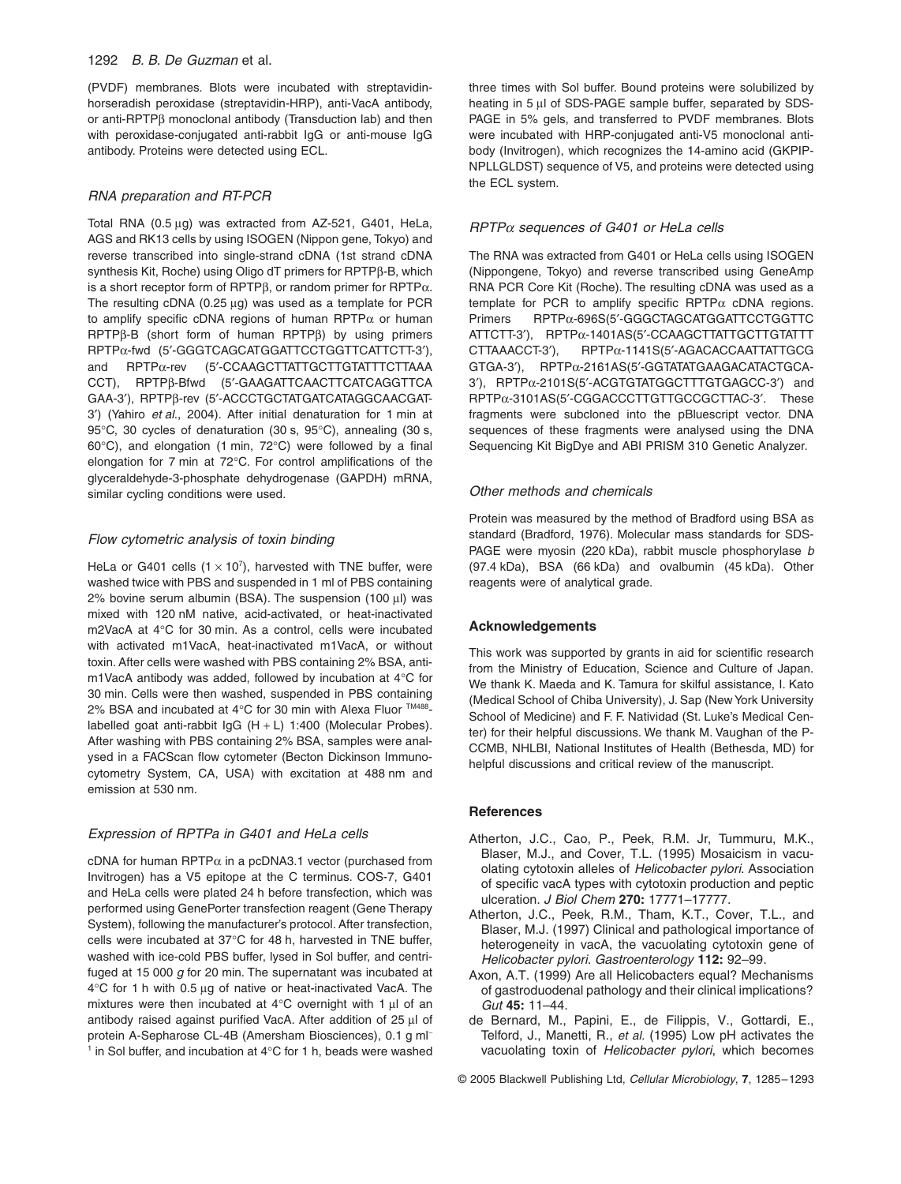(PVDF) membranes. Blots were incubated with streptavidin-horseradish peroxidase (streptavidin-HRP), anti-VacA antibody, or anti-RPTPβ monoclonal antibody (Transduction lab) and then with peroxidase-conjugated anti-rabbit IgG or anti-mouse IgG antibody. Proteins were detected using ECL.

### *RNA preparation and RT-PCR*

Total RNA (0.5 μg) was extracted from AZ-521, G401, HeLa, AGS and RK13 cells by using ISOGEN (Nippon gene, Tokyo) and reverse transcribed into single-strand cDNA (1st strand cDNA synthesis Kit, Roche) using Oligo dT primers for RPTPβ-B, which is a short receptor form of RPTPβ, or random primer for RPTPα. The resulting cDNA (0.25 μg) was used as a template for PCR to amplify specific cDNA regions of human RPTPα or human RPTPβ-B (short form of human RPTPβ) by using primers RPTPα-fwd (5′-GGGTCAGCATGGATTCCTGGTTCATTCTT-3′), and RPTPα-rev (5′-CCAAGCTTATTGCTTGTATTTCTTAAACCT), RPTPβ-Bfwd (5′-GAAGATTCAACTTCATCAGGTTCAGAA-3′), RPTPβ-rev (5′-ACCCTGCTATGATCATAGGCAACGAT-3′) (Yahiro *et al*., 2004). After initial denaturation for 1 min at 95°C, 30 cycles of denaturation (30 s, 95°C), annealing (30 s, 60°C), and elongation (1 min, 72°C) were followed by a final elongation for 7 min at 72°C. For control amplifications of the glyceraldehyde-3-phosphate dehydrogenase (GAPDH) mRNA, similar cycling conditions were used.

### *Flow cytometric analysis of toxin binding*

HeLa or G401 cells ($1 \times 10^7$), harvested with TNE buffer, were washed twice with PBS and suspended in 1 ml of PBS containing 2% bovine serum albumin (BSA). The suspension (100 μl) was mixed with 120 nM native, acid-activated, or heat-inactivated m2VacA at 4°C for 30 min. As a control, cells were incubated with activated m1VacA, heat-inactivated m1VacA, or without toxin. After cells were washed with PBS containing 2% BSA, anti-m1VacA antibody was added, followed by incubation at 4°C for 30 min. Cells were then washed, suspended in PBS containing 2% BSA and incubated at 4°C for 30 min with Alexa Fluor ™488-labelled goat anti-rabbit IgG (H + L) 1:400 (Molecular Probes). After washing with PBS containing 2% BSA, samples were analysed in a FACScan flow cytometer (Becton Dickinson Immunocytometry System, CA, USA) with excitation at 488 nm and emission at 530 nm.

### *Expression of RPTPa in G401 and HeLa cells*

cDNA for human RPTPα in a pcDNA3.1 vector (purchased from Invitrogen) has a V5 epitope at the C terminus. COS-7, G401 and HeLa cells were plated 24 h before transfection, which was performed using GenePorter transfection reagent (Gene Therapy System), following the manufacturer's protocol. After transfection, cells were incubated at 37°C for 48 h, harvested in TNE buffer, washed with ice-cold PBS buffer, lysed in Sol buffer, and centrifuged at 15 000 *g* for 20 min. The supernatant was incubated at 4°C for 1 h with 0.5 μg of native or heat-inactivated VacA. The mixtures were then incubated at 4°C overnight with 1 μl of an antibody raised against purified VacA. After addition of 25 μl of protein A-Sepharose CL-4B (Amersham Biosciences), 0.1 g ml$^{-1}$ in Sol buffer, and incubation at 4°C for 1 h, beads were washed three times with Sol buffer. Bound proteins were solubilized by heating in 5 μl of SDS-PAGE sample buffer, separated by SDS-PAGE in 5% gels, and transferred to PVDF membranes. Blots were incubated with HRP-conjugated anti-V5 monoclonal antibody (Invitrogen), which recognizes the 14-amino acid (GKPIPNPLLGLDST) sequence of V5, and proteins were detected using the ECL system.

### *RPTPα sequences of G401 or HeLa cells*

The RNA was extracted from G401 or HeLa cells using ISOGEN (Nippongene, Tokyo) and reverse transcribed using GeneAmp RNA PCR Core Kit (Roche). The resulting cDNA was used as a template for PCR to amplify specific RPTPα cDNA regions. Primers RPTPα-696S(5′-GGGCTAGCATGGATTCCTGGTTCATTCTT-3′), RPTPα-1401AS(5′-CCAAGCTTATTGCTTGTATTTCTTAAACCT-3′), RPTPα-1141S(5′-AGACACCAATTATTGCGGTGA-3′), RPTPα-2161AS(5′-GGTATATGAAGACATACTGCA-3′), RPTPα-2101S(5′-ACGTGTATGGCTTTGTGAGCC-3′) and RPTPα-3101AS(5′-CGGACCCTTGTTGCCGCTTAC-3′. These fragments were subcloned into the pBluescript vector. DNA sequences of these fragments were analysed using the DNA Sequencing Kit BigDye and ABI PRISM 310 Genetic Analyzer.

### *Other methods and chemicals*

Protein was measured by the method of Bradford using BSA as standard (Bradford, 1976). Molecular mass standards for SDS-PAGE were myosin (220 kDa), rabbit muscle phosphorylase *b* (97.4 kDa), BSA (66 kDa) and ovalbumin (45 kDa). Other reagents were of analytical grade.

## Acknowledgements

This work was supported by grants in aid for scientific research from the Ministry of Education, Science and Culture of Japan. We thank K. Maeda and K. Tamura for skilful assistance, I. Kato (Medical School of Chiba University), J. Sap (New York University School of Medicine) and F. F. Natividad (St. Luke's Medical Center) for their helpful discussions. We thank M. Vaughan of the P-CCMB, NHLBI, National Institutes of Health (Bethesda, MD) for helpful discussions and critical review of the manuscript.

## References

- Atherton, J.C., Cao, P., Peek, R.M. Jr, Tummuru, M.K., Blaser, M.J., and Cover, T.L. (1995) Mosaicism in vacuolating cytotoxin alleles of *Helicobacter pylori*. Association of specific vacA types with cytotoxin production and peptic ulceration. *J Biol Chem* **270:** 17771–17777.
- Atherton, J.C., Peek, R.M., Tham, K.T., Cover, T.L., and Blaser, M.J. (1997) Clinical and pathological importance of heterogeneity in vacA, the vacuolating cytotoxin gene of *Helicobacter pylori*. *Gastroenterology* **112:** 92–99.
- Axon, A.T. (1999) Are all Helicobacters equal? Mechanisms of gastroduodenal pathology and their clinical implications? *Gut* **45:** 11–44.
- de Bernard, M., Papini, E., de Filippis, V., Gottardi, E., Telford, J., Manetti, R., *et al.* (1995) Low pH activates the vacuolating toxin of *Helicobacter pylori*, which becomes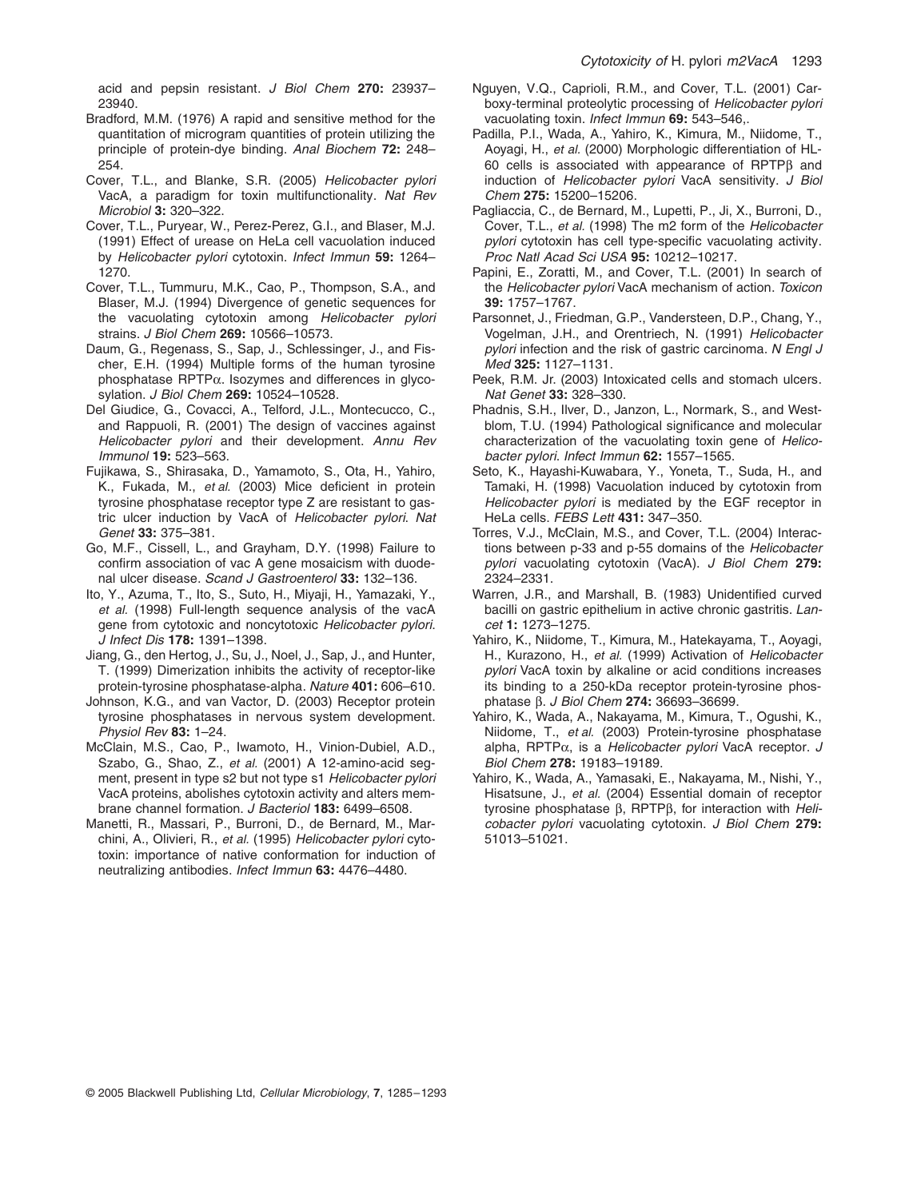acid and pepsin resistant. *J Biol Chem* **270:** 23937–23940.

Bradford, M.M. (1976) A rapid and sensitive method for the quantitation of microgram quantities of protein utilizing the principle of protein-dye binding. *Anal Biochem* **72:** 248–254.

Cover, T.L., and Blanke, S.R. (2005) *Helicobacter pylori* VacA, a paradigm for toxin multifunctionality. *Nat Rev Microbiol* **3:** 320–322.

Cover, T.L., Puryear, W., Perez-Perez, G.I., and Blaser, M.J. (1991) Effect of urease on HeLa cell vacuolation induced by *Helicobacter pylori* cytotoxin. *Infect Immun* **59:** 1264–1270.

Cover, T.L., Tummuru, M.K., Cao, P., Thompson, S.A., and Blaser, M.J. (1994) Divergence of genetic sequences for the vacuolating cytotoxin among *Helicobacter pylori* strains. *J Biol Chem* **269:** 10566–10573.

Daum, G., Regenass, S., Sap, J., Schlessinger, J., and Fischer, E.H. (1994) Multiple forms of the human tyrosine phosphatase RPTPα. Isozymes and differences in glycosylation. *J Biol Chem* **269:** 10524–10528.

Del Giudice, G., Covacci, A., Telford, J.L., Montecucco, C., and Rappuoli, R. (2001) The design of vaccines against *Helicobacter pylori* and their development. *Annu Rev Immunol* **19:** 523–563.

Fujikawa, S., Shirasaka, D., Yamamoto, S., Ota, H., Yahiro, K., Fukada, M., *et al.* (2003) Mice deficient in protein tyrosine phosphatase receptor type Z are resistant to gastric ulcer induction by VacA of *Helicobacter pylori*. *Nat Genet* **33:** 375–381.

Go, M.F., Cissell, L., and Grayham, D.Y. (1998) Failure to confirm association of vac A gene mosaicism with duodenal ulcer disease. *Scand J Gastroenterol* **33:** 132–136.

Ito, Y., Azuma, T., Ito, S., Suto, H., Miyaji, H., Yamazaki, Y., *et al.* (1998) Full-length sequence analysis of the vacA gene from cytotoxic and noncytotoxic *Helicobacter pylori*. *J Infect Dis* **178:** 1391–1398.

Jiang, G., den Hertog, J., Su, J., Noel, J., Sap, J., and Hunter, T. (1999) Dimerization inhibits the activity of receptor-like protein-tyrosine phosphatase-alpha. *Nature* **401:** 606–610.

Johnson, K.G., and van Vactor, D. (2003) Receptor protein tyrosine phosphatases in nervous system development. *Physiol Rev* **83:** 1–24.

McClain, M.S., Cao, P., Iwamoto, H., Vinion-Dubiel, A.D., Szabo, G., Shao, Z., *et al.* (2001) A 12-amino-acid segment, present in type s2 but not type s1 *Helicobacter pylori* VacA proteins, abolishes cytotoxin activity and alters membrane channel formation. *J Bacteriol* **183:** 6499–6508.

Manetti, R., Massari, P., Burroni, D., de Bernard, M., Marchini, A., Olivieri, R., *et al.* (1995) *Helicobacter pylori* cytotoxin: importance of native conformation for induction of neutralizing antibodies. *Infect Immun* **63:** 4476–4480.

Nguyen, V.Q., Caprioli, R.M., and Cover, T.L. (2001) Carboxy-terminal proteolytic processing of *Helicobacter pylori* vacuolating toxin. *Infect Immun* **69:** 543–546,.

Padilla, P.I., Wada, A., Yahiro, K., Kimura, M., Niidome, T., Aoyagi, H., *et al.* (2000) Morphologic differentiation of HL-60 cells is associated with appearance of RPTPβ and induction of *Helicobacter pylori* VacA sensitivity. *J Biol Chem* **275:** 15200–15206.

Pagliaccia, C., de Bernard, M., Lupetti, P., Ji, X., Burroni, D., Cover, T.L., *et al.* (1998) The m2 form of the *Helicobacter pylori* cytotoxin has cell type-specific vacuolating activity. *Proc Natl Acad Sci USA* **95:** 10212–10217.

Papini, E., Zoratti, M., and Cover, T.L. (2001) In search of the *Helicobacter pylori* VacA mechanism of action. *Toxicon* **39:** 1757–1767.

Parsonnet, J., Friedman, G.P., Vandersteen, D.P., Chang, Y., Vogelman, J.H., and Orentriech, N. (1991) *Helicobacter pylori* infection and the risk of gastric carcinoma. *N Engl J Med* **325:** 1127–1131.

Peek, R.M. Jr. (2003) Intoxicated cells and stomach ulcers. *Nat Genet* **33:** 328–330.

Phadnis, S.H., Ilver, D., Janzon, L., Normark, S., and Westblom, T.U. (1994) Pathological significance and molecular characterization of the vacuolating toxin gene of *Helicobacter pylori*. *Infect Immun* **62:** 1557–1565.

Seto, K., Hayashi-Kuwabara, Y., Yoneta, T., Suda, H., and Tamaki, H. (1998) Vacuolation induced by cytotoxin from *Helicobacter pylori* is mediated by the EGF receptor in HeLa cells. *FEBS Lett* **431:** 347–350.

Torres, V.J., McClain, M.S., and Cover, T.L. (2004) Interactions between p-33 and p-55 domains of the *Helicobacter pylori* vacuolating cytotoxin (VacA). *J Biol Chem* **279:** 2324–2331.

Warren, J.R., and Marshall, B. (1983) Unidentified curved bacilli on gastric epithelium in active chronic gastritis. *Lancet* **1:** 1273–1275.

Yahiro, K., Niidome, T., Kimura, M., Hatekayama, T., Aoyagi, H., Kurazono, H., *et al.* (1999) Activation of *Helicobacter pylori* VacA toxin by alkaline or acid conditions increases its binding to a 250-kDa receptor protein-tyrosine phosphatase β. *J Biol Chem* **274:** 36693–36699.

Yahiro, K., Wada, A., Nakayama, M., Kimura, T., Ogushi, K., Niidome, T., *et al.* (2003) Protein-tyrosine phosphatase alpha, RPTPα, is a *Helicobacter pylori* VacA receptor. *J Biol Chem* **278:** 19183–19189.

Yahiro, K., Wada, A., Yamasaki, E., Nakayama, M., Nishi, Y., Hisatsune, J., *et al.* (2004) Essential domain of receptor tyrosine phosphatase β, RPTPβ, for interaction with *Helicobacter pylori* vacuolating cytotoxin. *J Biol Chem* **279:** 51013–51021.